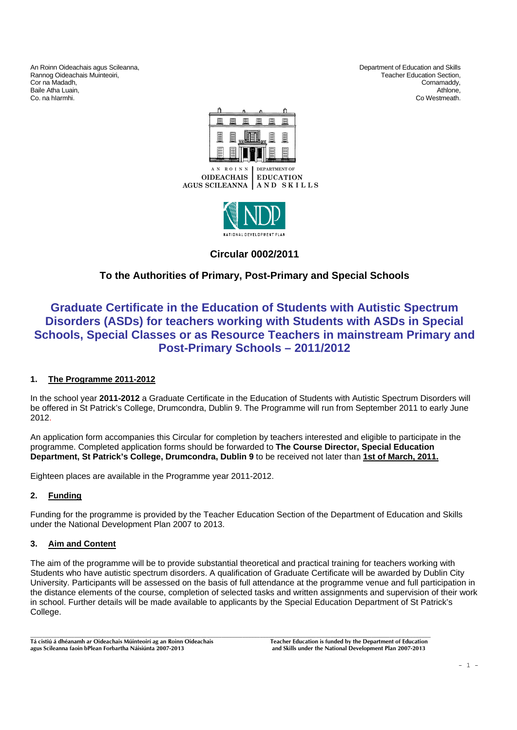An Roinn Oideachais agus Scileanna,
Rannog Oideachais Muinteoiri,
Cor na Madadh,
Baile Atha Luain,
Co. na hIarmhi.

Department of Education and Skills
Teacher Education Section,
Cornamaddy,
Athlone,
Co Westmeath.

AN ROINN OIDEACHAIS AGUS SCILEANNA | DEPARTMENT OF EDUCATION AND SKILLS

NDP NATIONAL DEVELOPMENT PLAN

**Circular 0002/2011**

**To the Authorities of Primary, Post-Primary and Special Schools**

# Graduate Certificate in the Education of Students with Autistic Spectrum Disorders (ASDs) for teachers working with Students with ASDs in Special Schools, Special Classes or as Resource Teachers in mainstream Primary and Post-Primary Schools – 2011/2012

## 1. The Programme 2011-2012

In the school year **2011-2012** a Graduate Certificate in the Education of Students with Autistic Spectrum Disorders will be offered in St Patrick's College, Drumcondra, Dublin 9. The Programme will run from September 2011 to early June 2012.

An application form accompanies this Circular for completion by teachers interested and eligible to participate in the programme. Completed application forms should be forwarded to **The Course Director, Special Education Department, St Patrick's College, Drumcondra, Dublin 9** to be received not later than **1st of March, 2011.**

Eighteen places are available in the Programme year 2011-2012.

## 2. Funding

Funding for the programme is provided by the Teacher Education Section of the Department of Education and Skills under the National Development Plan 2007 to 2013.

## 3. Aim and Content

The aim of the programme will be to provide substantial theoretical and practical training for teachers working with Students who have autistic spectrum disorders. A qualification of Graduate Certificate will be awarded by Dublin City University. Participants will be assessed on the basis of full attendance at the programme venue and full participation in the distance elements of the course, completion of selected tasks and written assignments and supervision of their work in school. Further details will be made available to applicants by the Special Education Department of St Patrick's College.

**Tá cistiú á dhéanamh ar Oideachais Múinteoirí ag an Roinn Oideachais agus Scileanna faoin bPlean Forbartha Náisiúnta 2007-2013**

**Teacher Education is funded by the Department of Education and Skills under the National Development Plan 2007-2013**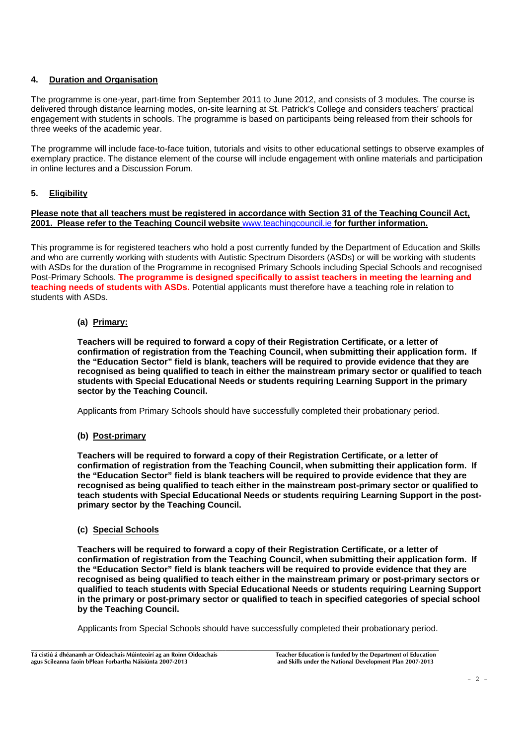## 4. Duration and Organisation

The programme is one-year, part-time from September 2011 to June 2012, and consists of 3 modules. The course is delivered through distance learning modes, on-site learning at St. Patrick's College and considers teachers' practical engagement with students in schools. The programme is based on participants being released from their schools for three weeks of the academic year.

The programme will include face-to-face tuition, tutorials and visits to other educational settings to observe examples of exemplary practice. The distance element of the course will include engagement with online materials and participation in online lectures and a Discussion Forum.

## 5. Eligibility

**Please note that all teachers must be registered in accordance with Section 31 of the Teaching Council Act, 2001. Please refer to the Teaching Council website www.teachingcouncil.ie for further information.**

This programme is for registered teachers who hold a post currently funded by the Department of Education and Skills and who are currently working with students with Autistic Spectrum Disorders (ASDs) or will be working with students with ASDs for the duration of the Programme in recognised Primary Schools including Special Schools and recognised Post-Primary Schools. **The programme is designed specifically to assist teachers in meeting the learning and teaching needs of students with ASDs.** Potential applicants must therefore have a teaching role in relation to students with ASDs.

### (a) Primary:

**Teachers will be required to forward a copy of their Registration Certificate, or a letter of confirmation of registration from the Teaching Council, when submitting their application form. If the "Education Sector" field is blank, teachers will be required to provide evidence that they are recognised as being qualified to teach in either the mainstream primary sector or qualified to teach students with Special Educational Needs or students requiring Learning Support in the primary sector by the Teaching Council.**

Applicants from Primary Schools should have successfully completed their probationary period.

### (b) Post-primary

**Teachers will be required to forward a copy of their Registration Certificate, or a letter of confirmation of registration from the Teaching Council, when submitting their application form. If the "Education Sector" field is blank teachers will be required to provide evidence that they are recognised as being qualified to teach either in the mainstream post-primary sector or qualified to teach students with Special Educational Needs or students requiring Learning Support in the post-primary sector by the Teaching Council.**

### (c) Special Schools

**Teachers will be required to forward a copy of their Registration Certificate, or a letter of confirmation of registration from the Teaching Council, when submitting their application form. If the "Education Sector" field is blank teachers will be required to provide evidence that they are recognised as being qualified to teach either in the mainstream primary or post-primary sectors or qualified to teach students with Special Educational Needs or students requiring Learning Support in the primary or post-primary sector or qualified to teach in specified categories of special school by the Teaching Council.**

Applicants from Special Schools should have successfully completed their probationary period.

Tá cistiú á dhéanamh ar Oideachais Múinteoirí ag an Roinn Oideachais agus Scileanna faoin bPlean Forbartha Náisiúnta 2007-2013

Teacher Education is funded by the Department of Education and Skills under the National Development Plan 2007-2013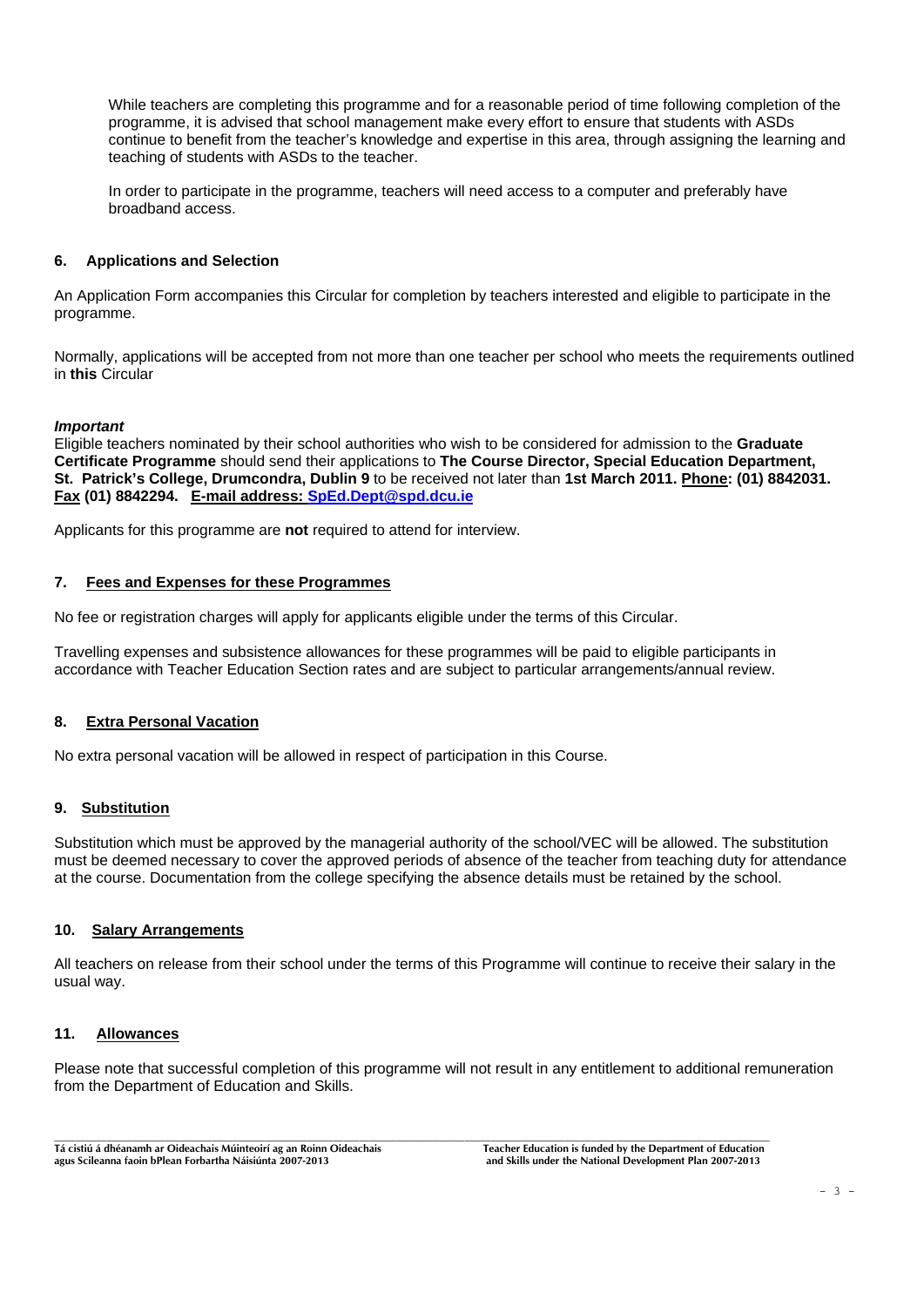While teachers are completing this programme and for a reasonable period of time following completion of the programme, it is advised that school management make every effort to ensure that students with ASDs continue to benefit from the teacher's knowledge and expertise in this area, through assigning the learning and teaching of students with ASDs to the teacher.

In order to participate in the programme, teachers will need access to a computer and preferably have broadband access.

## 6. Applications and Selection

An Application Form accompanies this Circular for completion by teachers interested and eligible to participate in the programme.

Normally, applications will be accepted from not more than one teacher per school who meets the requirements outlined in **this** Circular

***Important***

Eligible teachers nominated by their school authorities who wish to be considered for admission to the **Graduate Certificate Programme** should send their applications to **The Course Director, Special Education Department, St. Patrick's College, Drumcondra, Dublin 9** to be received not later than **1st March 2011. Phone: (01) 8842031. Fax (01) 8842294. E-mail address: SpEd.Dept@spd.dcu.ie**

Applicants for this programme are **not** required to attend for interview.

## 7. Fees and Expenses for these Programmes

No fee or registration charges will apply for applicants eligible under the terms of this Circular.

Travelling expenses and subsistence allowances for these programmes will be paid to eligible participants in accordance with Teacher Education Section rates and are subject to particular arrangements/annual review.

## 8. Extra Personal Vacation

No extra personal vacation will be allowed in respect of participation in this Course.

## 9. Substitution

Substitution which must be approved by the managerial authority of the school/VEC will be allowed. The substitution must be deemed necessary to cover the approved periods of absence of the teacher from teaching duty for attendance at the course. Documentation from the college specifying the absence details must be retained by the school.

## 10. Salary Arrangements

All teachers on release from their school under the terms of this Programme will continue to receive their salary in the usual way.

## 11. Allowances

Please note that successful completion of this programme will not result in any entitlement to additional remuneration from the Department of Education and Skills.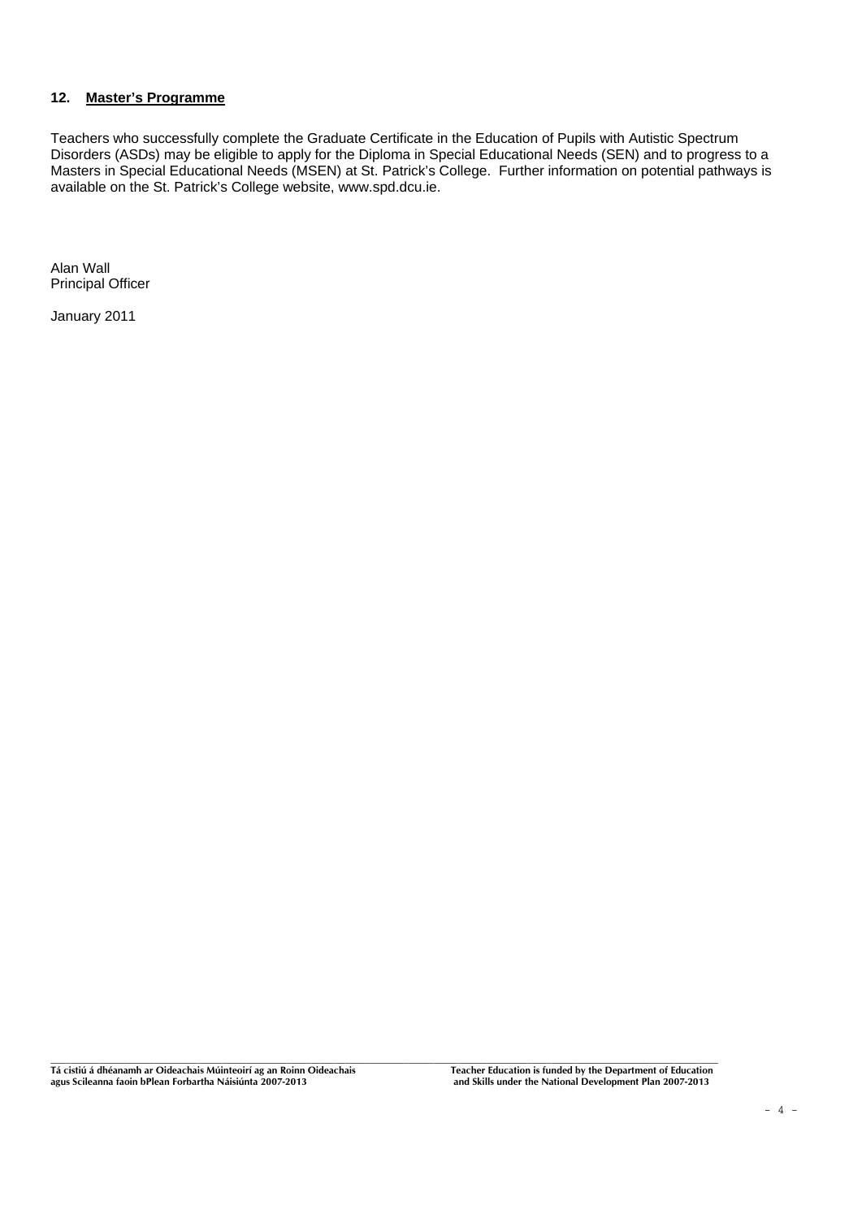## 12. Master's Programme

Teachers who successfully complete the Graduate Certificate in the Education of Pupils with Autistic Spectrum Disorders (ASDs) may be eligible to apply for the Diploma in Special Educational Needs (SEN) and to progress to a Masters in Special Educational Needs (MSEN) at St. Patrick's College. Further information on potential pathways is available on the St. Patrick's College website, www.spd.dcu.ie.

Alan Wall
Principal Officer

January 2011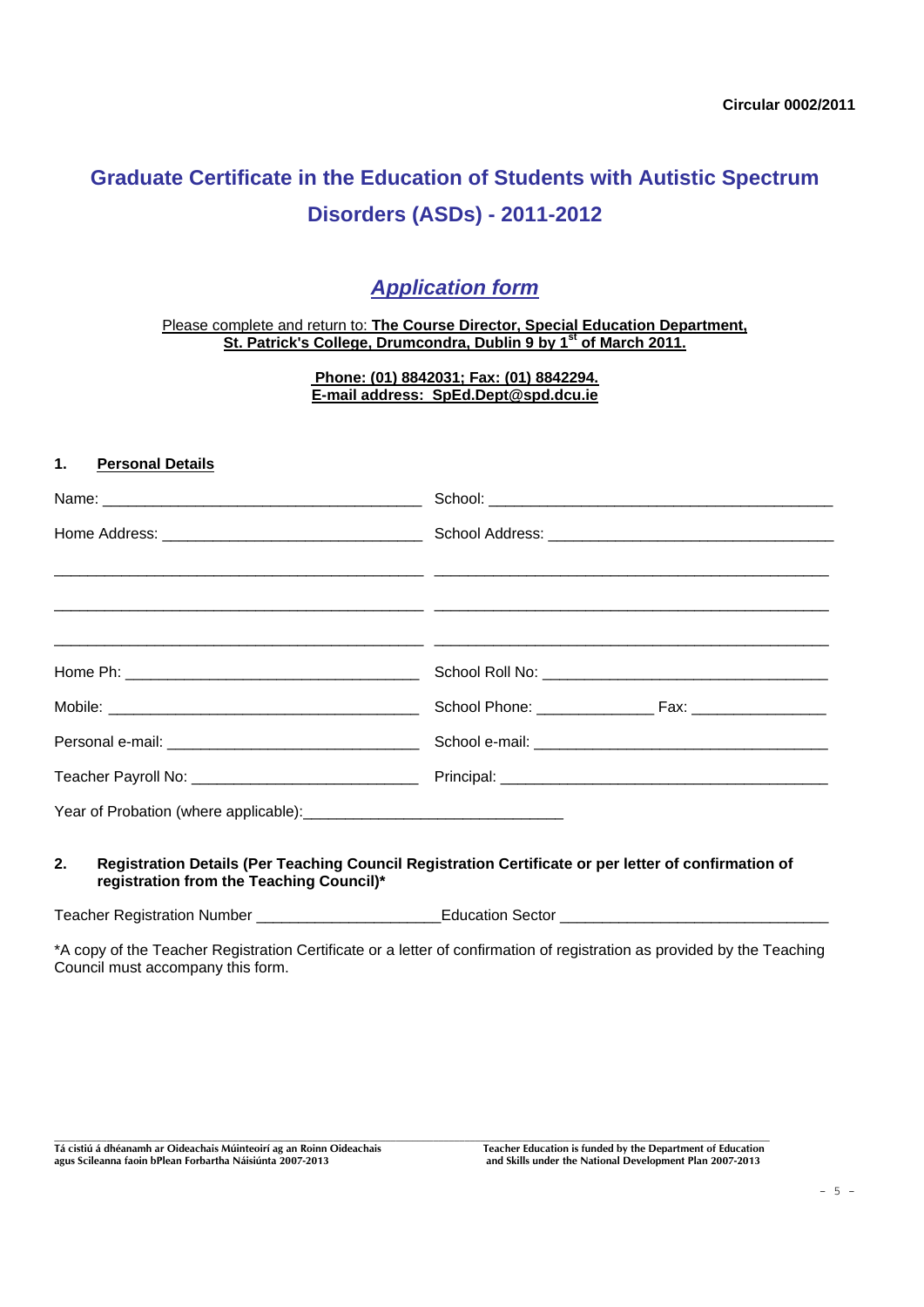**Circular 0002/2011**

# Graduate Certificate in the Education of Students with Autistic Spectrum Disorders (ASDs) - 2011-2012

## *Application form*

Please complete and return to: **The Course Director, Special Education Department, St. Patrick's College, Drumcondra, Dublin 9 by 1st of March 2011.**

**Phone: (01) 8842031; Fax: (01) 8842294.**
**E-mail address: SpEd.Dept@spd.dcu.ie**

**1. Personal Details**

Name: ______________________________________ School: ________________________________________

Home Address: ______________________________ School Address: _________________________________

_____________________________________________ _______________________________________________

_____________________________________________ _______________________________________________

_____________________________________________ _______________________________________________

Home Ph: ___________________________________ School Roll No: _________________________________

Mobile: _____________________________________ School Phone: _____________ Fax: _______________

Personal e-mail: ______________________________ School e-mail: __________________________________

Teacher Payroll No: ___________________________ Principal: ______________________________________

Year of Probation (where applicable):______________________________

**2. Registration Details (Per Teaching Council Registration Certificate or per letter of confirmation of registration from the Teaching Council)***

Teacher Registration Number _____________________Education Sector _______________________________

*A copy of the Teacher Registration Certificate or a letter of confirmation of registration as provided by the Teaching Council must accompany this form.

Tá cistiú á dhéanamh ar Oideachais Múinteoirí ag an Roinn Oideachais agus Scileanna faoin bPlean Forbartha Náisiúnta 2007-2013

Teacher Education is funded by the Department of Education and Skills under the National Development Plan 2007-2013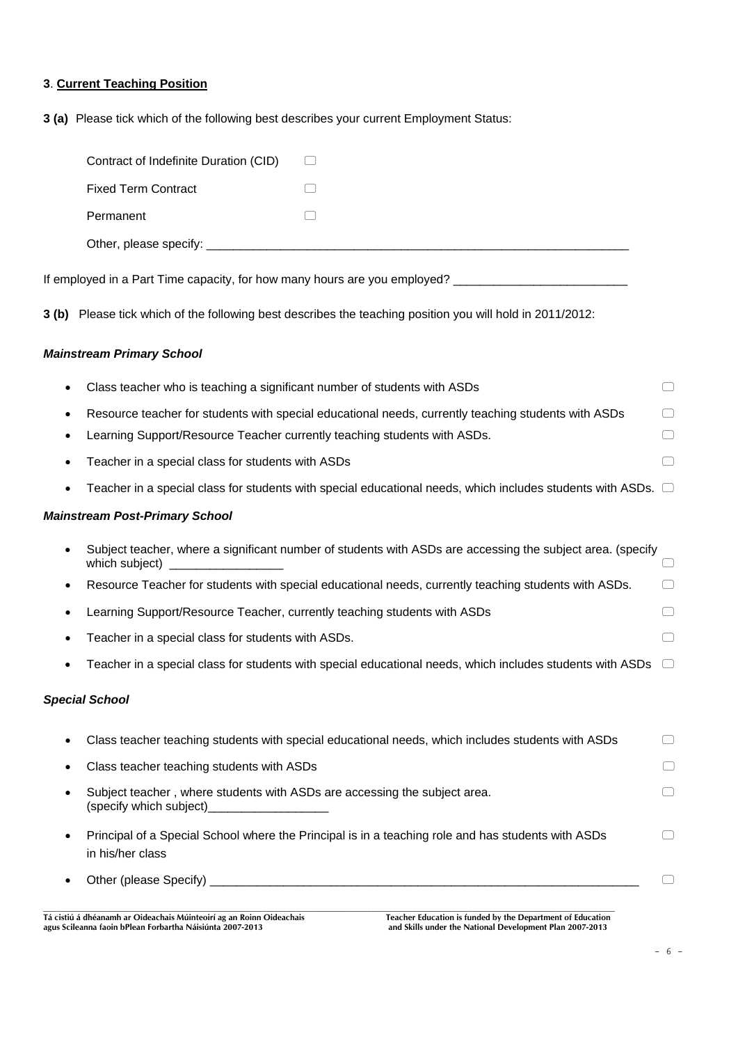**3**. **Current Teaching Position**

**3 (a)** Please tick which of the following best describes your current Employment Status:

- Contract of Indefinite Duration (CID) ☐
- Fixed Term Contract ☐
- Permanent ☐
- Other, please specify: ____________________________________________________________

If employed in a Part Time capacity, for how many hours are you employed? _________________________

**3 (b)** Please tick which of the following best describes the teaching position you will hold in 2011/2012:

***Mainstream Primary School***

- Class teacher who is teaching a significant number of students with ASDs ☐
- Resource teacher for students with special educational needs, currently teaching students with ASDs ☐
- Learning Support/Resource Teacher currently teaching students with ASDs. ☐
- Teacher in a special class for students with ASDs ☐
- Teacher in a special class for students with special educational needs, which includes students with ASDs. ☐

***Mainstream Post-Primary School***

- Subject teacher, where a significant number of students with ASDs are accessing the subject area. (specify which subject) _________________ ☐
- Resource Teacher for students with special educational needs, currently teaching students with ASDs. ☐
- Learning Support/Resource Teacher, currently teaching students with ASDs ☐
- Teacher in a special class for students with ASDs. ☐
- Teacher in a special class for students with special educational needs, which includes students with ASDs ☐

***Special School***

- Class teacher teaching students with special educational needs, which includes students with ASDs ☐
- Class teacher teaching students with ASDs ☐
- Subject teacher , where students with ASDs are accessing the subject area. (specify which subject)__________________ ☐
- Principal of a Special School where the Principal is in a teaching role and has students with ASDs in his/her class ☐
- Other (please Specify) ________________________________________________________________ ☐

Tá cistiú á dhéanamh ar Oideachais Múinteoirí ag an Roinn Oideachais agus Scileanna faoin bPlean Forbartha Náisiúnta 2007-2013

Teacher Education is funded by the Department of Education and Skills under the National Development Plan 2007-2013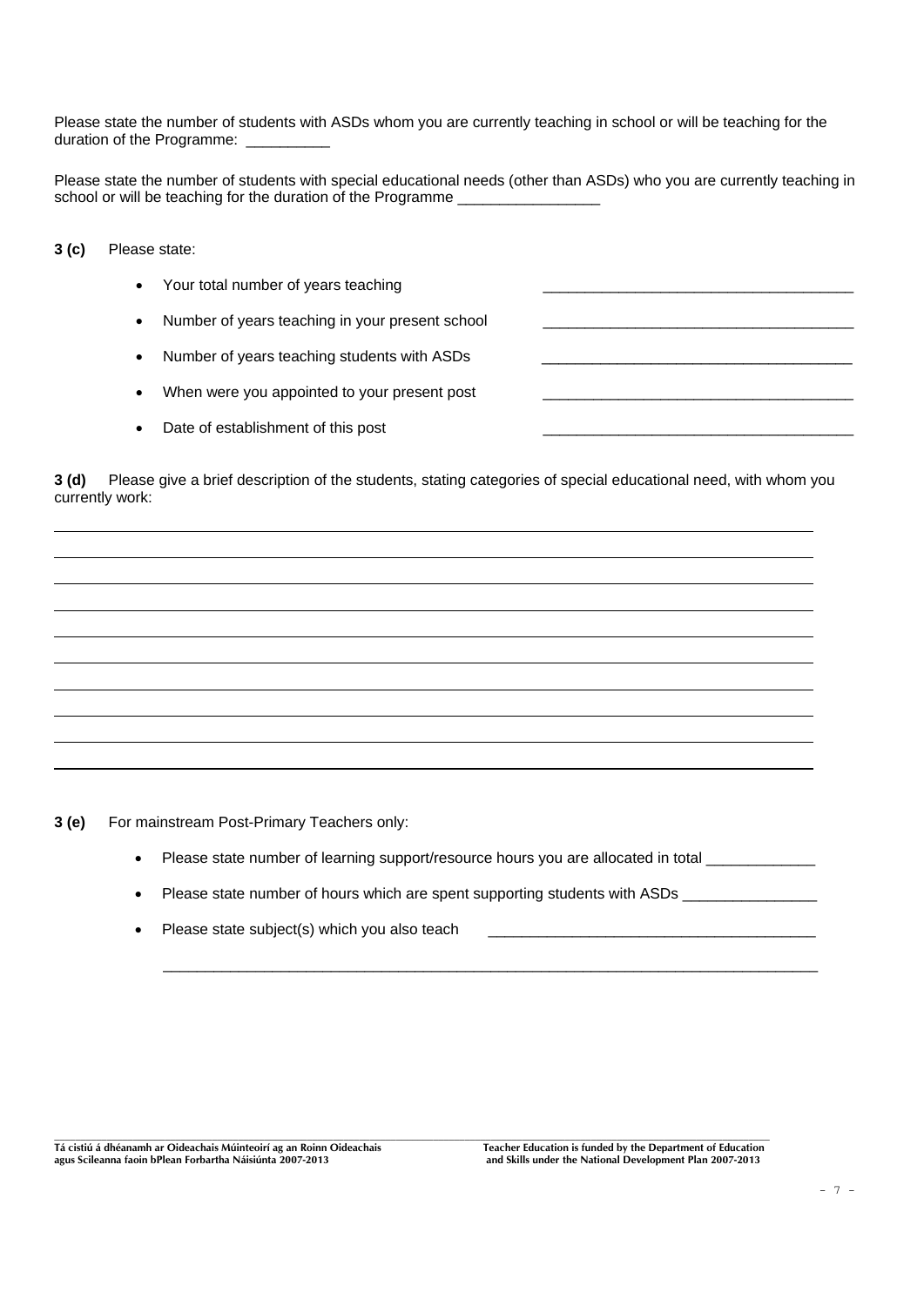Please state the number of students with ASDs whom you are currently teaching in school or will be teaching for the duration of the Programme: __________

Please state the number of students with special educational needs (other than ASDs) who you are currently teaching in school or will be teaching for the duration of the Programme _________________

**3 (c)** Please state:

- Your total number of years teaching _____________________________________
- Number of years teaching in your present school _____________________________________
- Number of years teaching students with ASDs _____________________________________
- When were you appointed to your present post _____________________________________
- Date of establishment of this post _____________________________________

**3 (d)** Please give a brief description of the students, stating categories of special educational need, with whom you currently work:

______________________________________________________________________________

______________________________________________________________________________

______________________________________________________________________________

______________________________________________________________________________

______________________________________________________________________________

______________________________________________________________________________

______________________________________________________________________________

______________________________________________________________________________

______________________________________________________________________________

______________________________________________________________________________

**3 (e)** For mainstream Post-Primary Teachers only:

- Please state number of learning support/resource hours you are allocated in total _____________
- Please state number of hours which are spent supporting students with ASDs ________________
- Please state subject(s) which you also teach _______________________________________

  ______________________________________________________________________________

Tá cistiú á dhéanamh ar Oideachais Múinteoirí ag an Roinn Oideachais agus Scileanna faoin bPlean Forbartha Náisiúnta 2007-2013

Teacher Education is funded by the Department of Education and Skills under the National Development Plan 2007-2013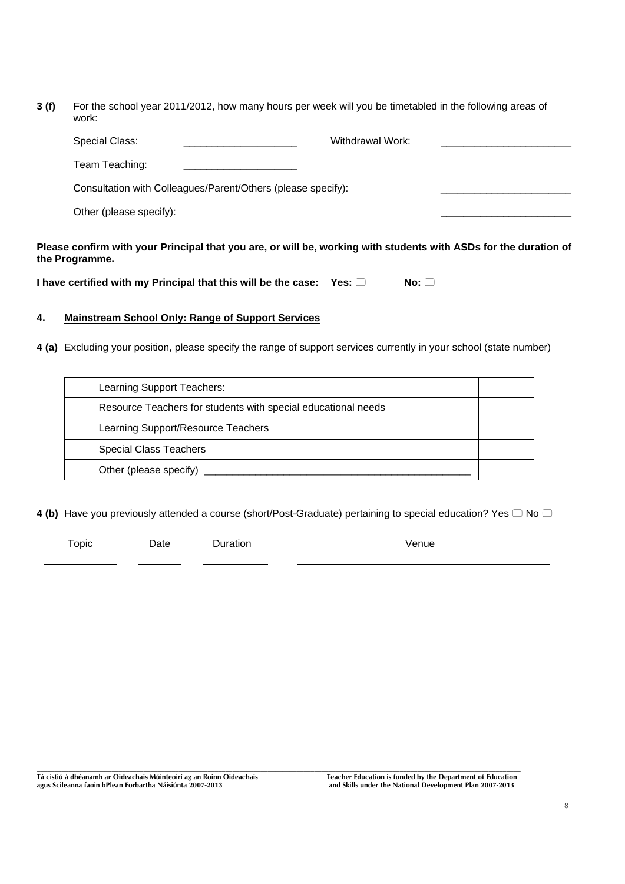**3 (f)** For the school year 2011/2012, how many hours per week will you be timetabled in the following areas of work:

Special Class: ____________________ Withdrawal Work: ________________________

Team Teaching: ____________________

Consultation with Colleagues/Parent/Others (please specify): ________________________

Other (please specify): ________________________

**Please confirm with your Principal that you are, or will be, working with students with ASDs for the duration of the Programme.**

**I have certified with my Principal that this will be the case: Yes: ☐ No: ☐**

## 4. Mainstream School Only: Range of Support Services

**4 (a)** Excluding your position, please specify the range of support services currently in your school (state number)

| | |
|---|---|
| Learning Support Teachers: | |
| Resource Teachers for students with special educational needs | |
| Learning Support/Resource Teachers | |
| Special Class Teachers | |
| Other (please specify) ________________________________________________ | |

**4 (b)** Have you previously attended a course (short/Post-Graduate) pertaining to special education? Yes ☐ No ☐

| Topic | Date | Duration | Venue |
|---|---|---|---|
| | | | |
| | | | |
| | | | |
| | | | |

Tá cistiú á dhéanamh ar Oideachais Múinteoirí ag an Roinn Oideachais agus Scileanna faoin bPlean Forbartha Náisiúnta 2007-2013

Teacher Education is funded by the Department of Education and Skills under the National Development Plan 2007-2013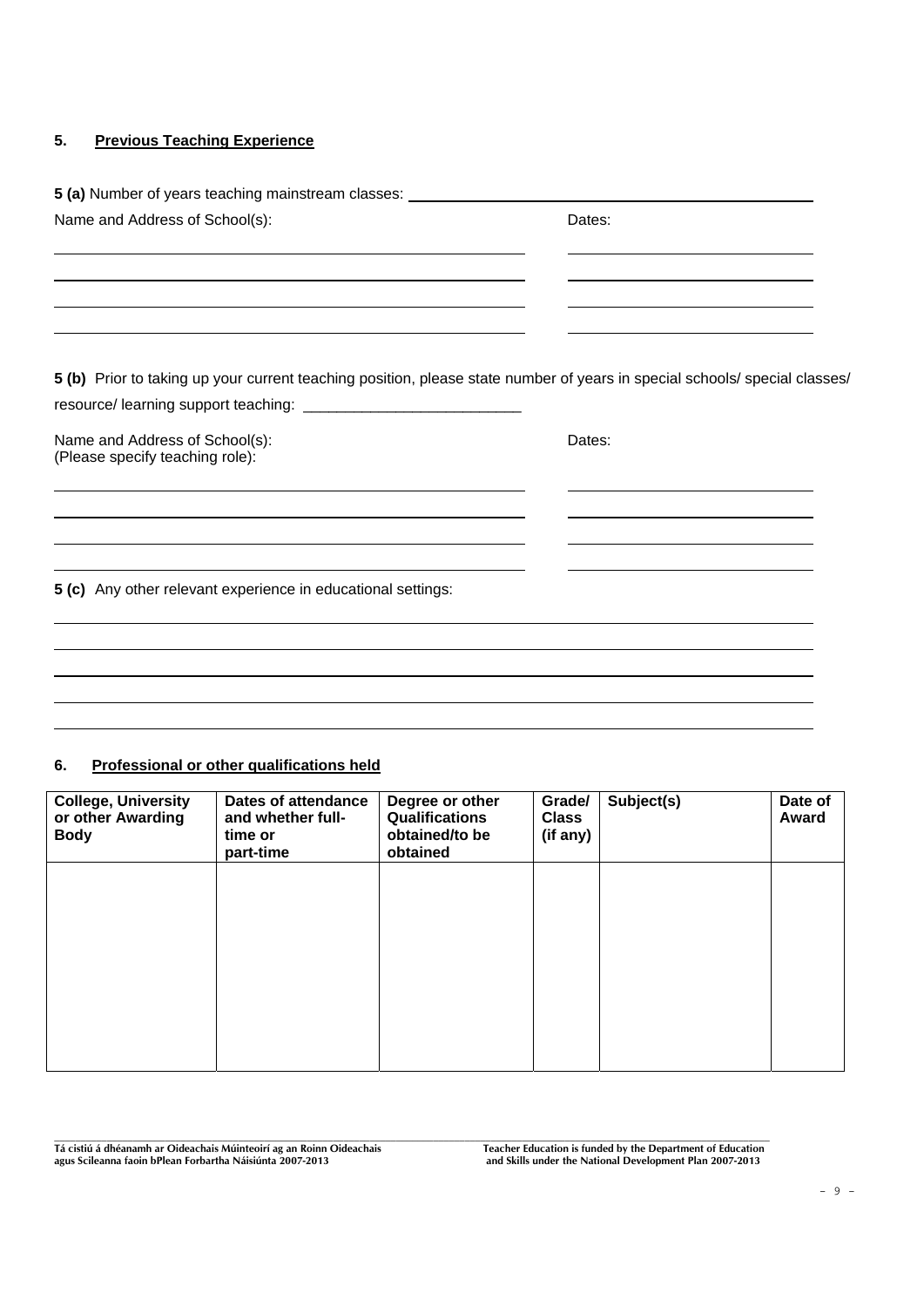## 5. Previous Teaching Experience

**5 (a)** Number of years teaching mainstream classes: ______________________

Name and Address of School(s): Dates:

______________________________________________ ______________________

______________________________________________ ______________________

______________________________________________ ______________________

______________________________________________ ______________________

**5 (b)** Prior to taking up your current teaching position, please state number of years in special schools/ special classes/ resource/ learning support teaching: ___________________________

Name and Address of School(s):
(Please specify teaching role): Dates:

______________________________________________ ______________________

______________________________________________ ______________________

______________________________________________ ______________________

______________________________________________ ______________________

**5 (c)** Any other relevant experience in educational settings:

________________________________________________________________________

________________________________________________________________________

________________________________________________________________________

________________________________________________________________________

________________________________________________________________________

## 6. Professional or other qualifications held

| College, University or other Awarding Body | Dates of attendance and whether full-time or part-time | Degree or other Qualifications obtained/to be obtained | Grade/ Class (if any) | Subject(s) | Date of Award |
|---|---|---|---|---|---|
| | | | | | |

Tá cistiú á dhéanamh ar Oideachais Múinteoirí ag an Roinn Oideachais agus Scileanna faoin bPlean Forbartha Náisiúnta 2007-2013

Teacher Education is funded by the Department of Education and Skills under the National Development Plan 2007-2013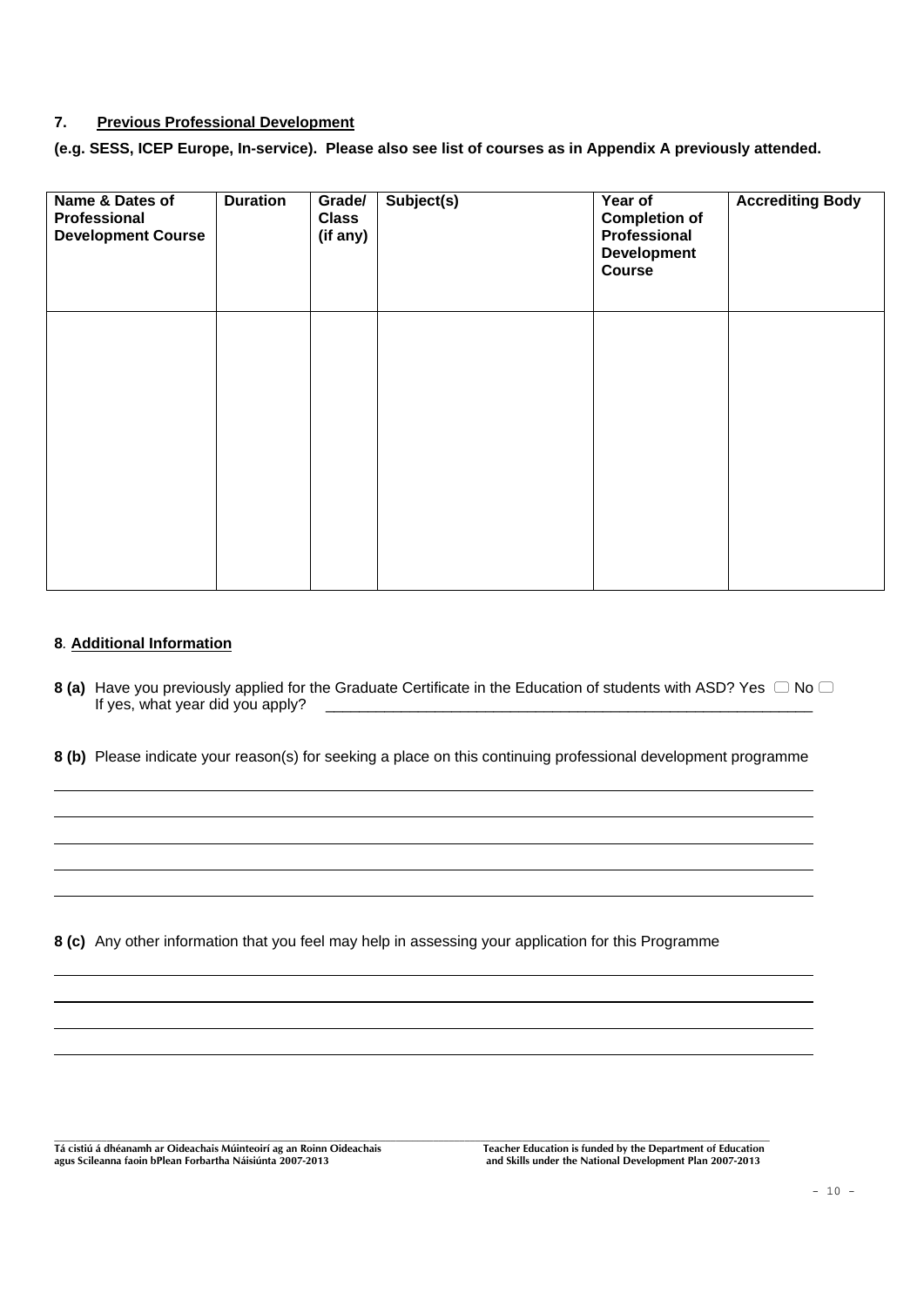## 7. Previous Professional Development

**(e.g. SESS, ICEP Europe, In-service). Please also see list of courses as in Appendix A previously attended.**

| Name & Dates of Professional Development Course | Duration | Grade/ Class (if any) | Subject(s) | Year of Completion of Professional Development Course | Accrediting Body |
|---|---|---|---|---|---|
| | | | | | |

## 8. Additional Information

**8 (a)** Have you previously applied for the Graduate Certificate in the Education of students with ASD? Yes ☐ No ☐
If yes, what year did you apply? ____________________________________________________________

**8 (b)** Please indicate your reason(s) for seeking a place on this continuing professional development programme

______________________________________________________________________________

______________________________________________________________________________

______________________________________________________________________________

______________________________________________________________________________

______________________________________________________________________________

**8 (c)** Any other information that you feel may help in assessing your application for this Programme

______________________________________________________________________________

______________________________________________________________________________

______________________________________________________________________________

______________________________________________________________________________

**Tá cistiú á dhéanamh ar Oideachais Múinteoirí ag an Roinn Oideachais agus Scileanna faoin bPlean Forbartha Náisiúnta 2007-2013**

**Teacher Education is funded by the Department of Education and Skills under the National Development Plan 2007-2013**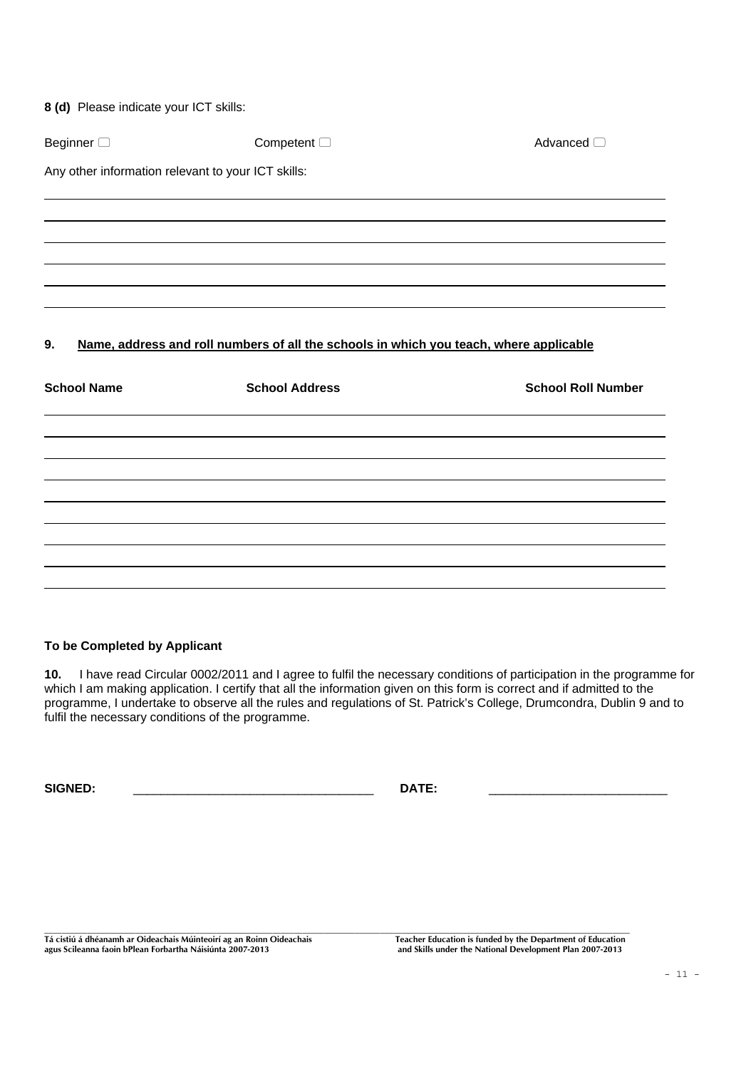**8 (d)** Please indicate your ICT skills:

Beginner ☐ Competent ☐ Advanced ☐

Any other information relevant to your ICT skills:

______________________________________________________________________

______________________________________________________________________

______________________________________________________________________

______________________________________________________________________

______________________________________________________________________

______________________________________________________________________

**9. <u>Name, address and roll numbers of all the schools in which you teach, where applicable</u>**

| School Name | School Address | School Roll Number |
|---|---|---|
| | | |
| | | |
| | | |
| | | |
| | | |
| | | |
| | | |
| | | |

**To be Completed by Applicant**

**10.** I have read Circular 0002/2011 and I agree to fulfil the necessary conditions of participation in the programme for which I am making application. I certify that all the information given on this form is correct and if admitted to the programme, I undertake to observe all the rules and regulations of St. Patrick's College, Drumcondra, Dublin 9 and to fulfil the necessary conditions of the programme.

**SIGNED:** ______________________________ **DATE:** ______________________

Tá cistiú á dhéanamh ar Oideachais Múinteoirí ag an Roinn Oideachais agus Scileanna faoin bPlean Forbartha Náisiúnta 2007-2013

Teacher Education is funded by the Department of Education and Skills under the National Development Plan 2007-2013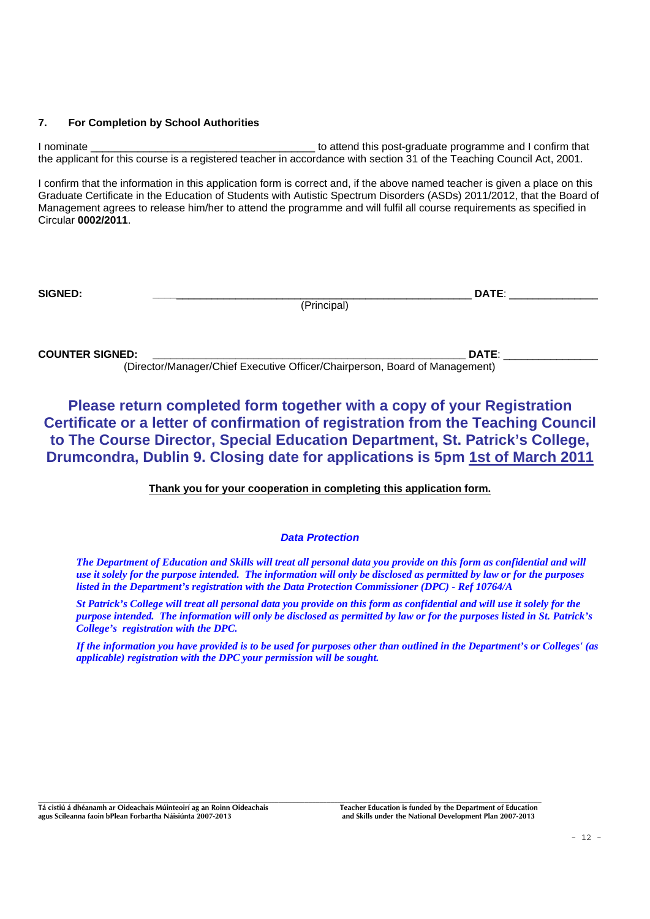### 7. For Completion by School Authorities

I nominate ____________________________________ to attend this post-graduate programme and I confirm that the applicant for this course is a registered teacher in accordance with section 31 of the Teaching Council Act, 2001.

I confirm that the information in this application form is correct and, if the above named teacher is given a place on this Graduate Certificate in the Education of Students with Autistic Spectrum Disorders (ASDs) 2011/2012, that the Board of Management agrees to release him/her to attend the programme and will fulfil all course requirements as specified in Circular **0002/2011**.

**SIGNED:** ____________________________________________________ **DATE**: ______________
(Principal)

**COUNTER SIGNED:** ____________________________________________________ **DATE**: ______________
(Director/Manager/Chief Executive Officer/Chairperson, Board of Management)

**Please return completed form together with a copy of your Registration Certificate or a letter of confirmation of registration from the Teaching Council to The Course Director, Special Education Department, St. Patrick's College, Drumcondra, Dublin 9. Closing date for applications is 5pm 1st of March 2011**

**Thank you for your cooperation in completing this application form.**

***Data Protection***

***The Department of Education and Skills will treat all personal data you provide on this form as confidential and will use it solely for the purpose intended. The information will only be disclosed as permitted by law or for the purposes listed in the Department's registration with the Data Protection Commissioner (DPC) - Ref 10764/A***

***St Patrick's College will treat all personal data you provide on this form as confidential and will use it solely for the purpose intended. The information will only be disclosed as permitted by law or for the purposes listed in St. Patrick's College's registration with the DPC.***

***If the information you have provided is to be used for purposes other than outlined in the Department's or Colleges' (as applicable) registration with the DPC your permission will be sought.***

**Tá cistiú á dhéanamh ar Oideachais Múinteoirí ag an Roinn Oideachais agus Scileanna faoin bPlean Forbartha Náisiúnta 2007-2013**

**Teacher Education is funded by the Department of Education and Skills under the National Development Plan 2007-2013**